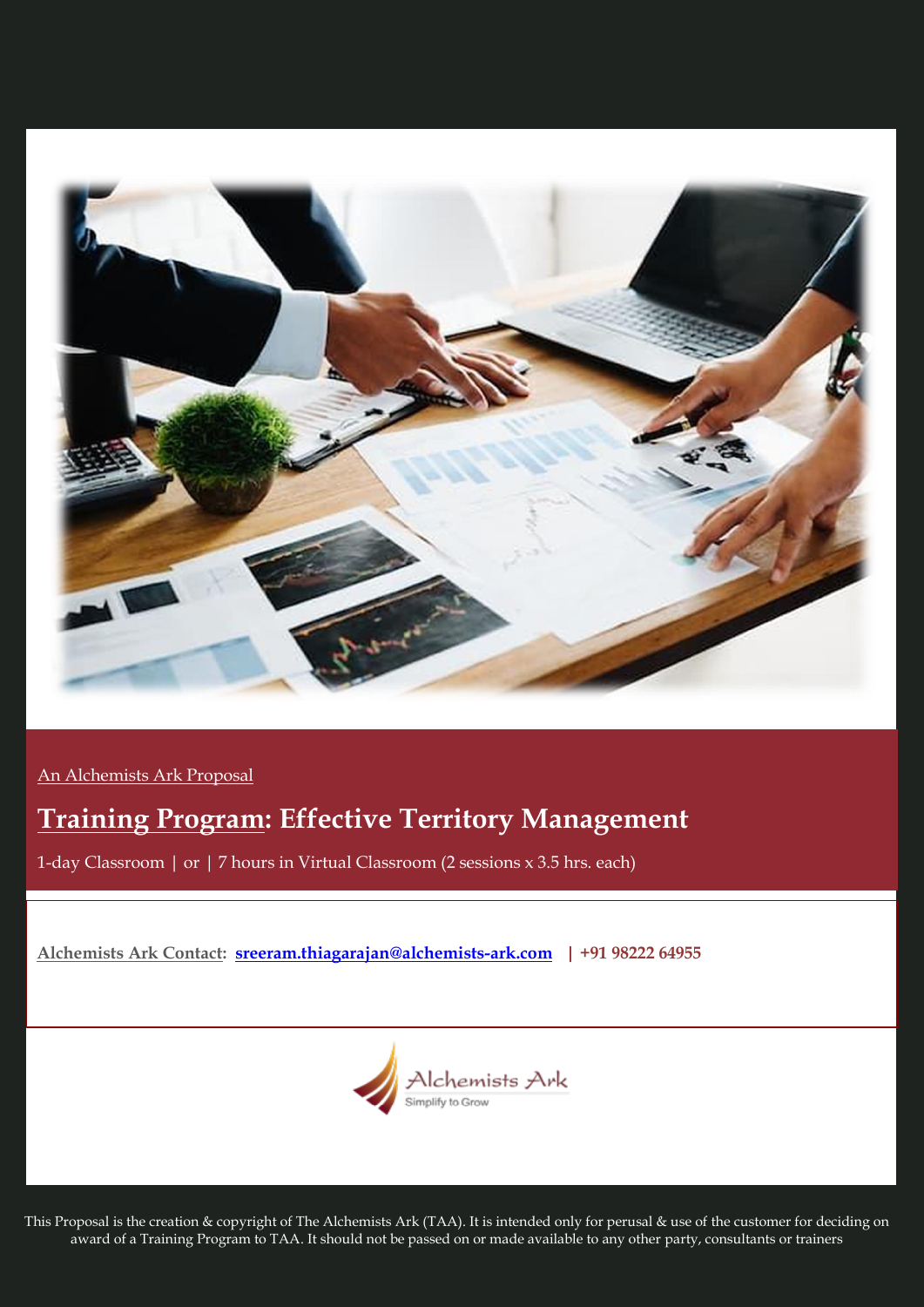An Alchemists Ark Proposal

# Training Program: Effective Territory Management

1-day Classroom | or | 7 hours in Virtual Classroom (2 sessions x 3.5 hrs. each)

**Alchemists Ark Contact: sreeram.thiagarajan@alchemists-ark.com | +91 98222 64955**

Alchemists Ark
Simplify to Grow

This Proposal is the creation & copyright of The Alchemists Ark (TAA). It is intended only for perusal & use of the customer for deciding on award of a Training Program to TAA. It should not be passed on or made available to any other party, consultants or trainers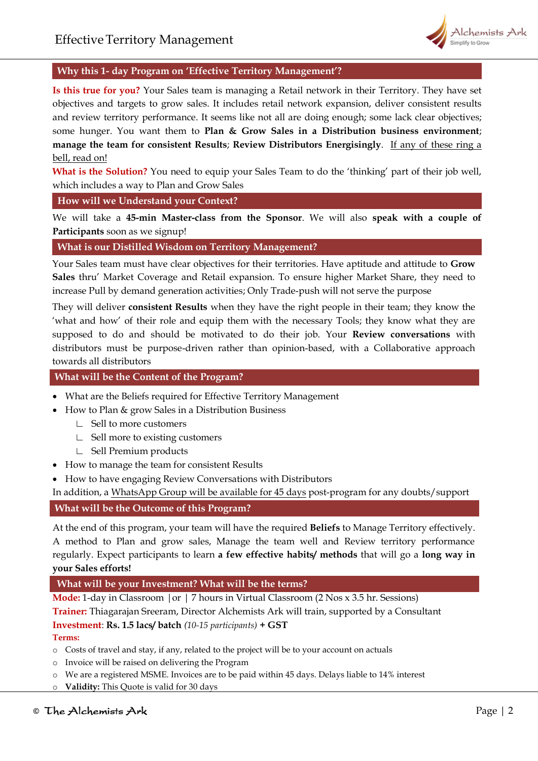## Why this 1- day Program on 'Effective Territory Management'?

**Is this true for you?** Your Sales team is managing a Retail network in their Territory. They have set objectives and targets to grow sales. It includes retail network expansion, deliver consistent results and review territory performance. It seems like not all are doing enough; some lack clear objectives; some hunger. You want them to **Plan & Grow Sales in a Distribution business environment**; **manage the team for consistent Results**; **Review Distributors Energisingly**. If any of these ring a bell, read on!

**What is the Solution?** You need to equip your Sales Team to do the 'thinking' part of their job well, which includes a way to Plan and Grow Sales

## How will we Understand your Context?

We will take a **45-min Master-class from the Sponsor**. We will also **speak with a couple of Participants** soon as we signup!

## What is our Distilled Wisdom on Territory Management?

Your Sales team must have clear objectives for their territories. Have aptitude and attitude to **Grow Sales** thru' Market Coverage and Retail expansion. To ensure higher Market Share, they need to increase Pull by demand generation activities; Only Trade-push will not serve the purpose

They will deliver **consistent Results** when they have the right people in their team; they know the 'what and how' of their role and equip them with the necessary Tools; they know what they are supposed to do and should be motivated to do their job. Your **Review conversations** with distributors must be purpose-driven rather than opinion-based, with a Collaborative approach towards all distributors

## What will be the Content of the Program?

- What are the Beliefs required for Effective Territory Management
- How to Plan & grow Sales in a Distribution Business
  - Sell to more customers
  - Sell more to existing customers
  - Sell Premium products
- How to manage the team for consistent Results
- How to have engaging Review Conversations with Distributors

In addition, a WhatsApp Group will be available for 45 days post-program for any doubts/support

## What will be the Outcome of this Program?

At the end of this program, your team will have the required **Beliefs** to Manage Territory effectively. A method to Plan and grow sales, Manage the team well and Review territory performance regularly. Expect participants to learn **a few effective habits/ methods** that will go a **long way in your Sales efforts!**

## What will be your Investment? What will be the terms?

**Mode:** 1-day in Classroom | or | 7 hours in Virtual Classroom (2 Nos x 3.5 hr. Sessions)

**Trainer:** Thiagarajan Sreeram, Director Alchemists Ark will train, supported by a Consultant

**Investment**: **Rs. 1.5 lacs/ batch** *(10-15 participants)* **+ GST**

**Terms:**

- Costs of travel and stay, if any, related to the project will be to your account on actuals
- Invoice will be raised on delivering the Program
- We are a registered MSME. Invoices are to be paid within 45 days. Delays liable to 14% interest
- **Validity:** This Quote is valid for 30 days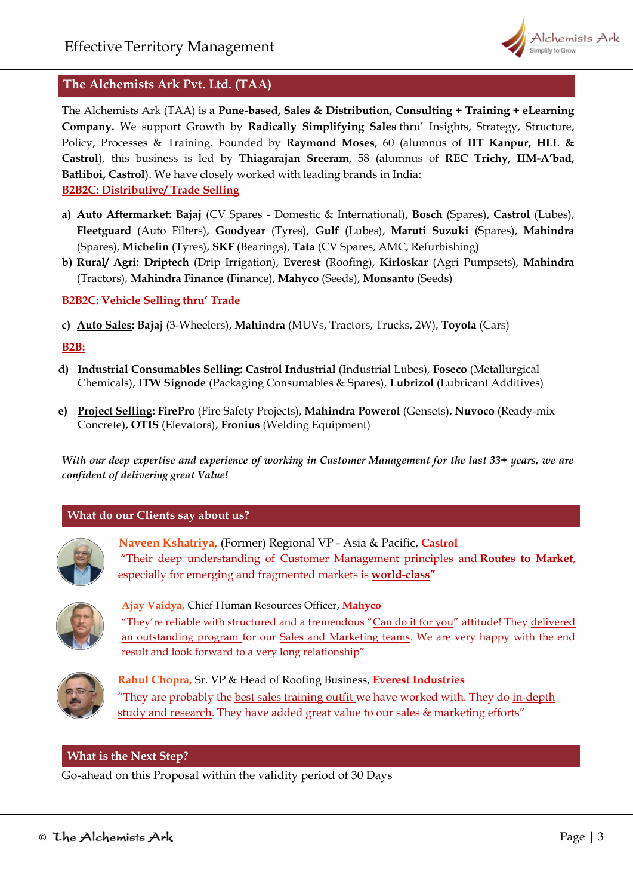## The Alchemists Ark Pvt. Ltd. (TAA)

The Alchemists Ark (TAA) is a **Pune-based, Sales & Distribution, Consulting + Training + eLearning Company.** We support Growth by **Radically Simplifying Sales** thru' Insights, Strategy, Structure, Policy, Processes & Training. Founded by **Raymond Moses**, 60 (alumnus of **IIT Kanpur, HLL & Castrol**), this business is led by **Thiagarajan Sreeram**, 58 (alumnus of **REC Trichy, IIM-A'bad, Batliboi, Castrol**). We have closely worked with leading brands in India:

**B2B2C: Distributive/ Trade Selling**

a) **Auto Aftermarket: Bajaj** (CV Spares - Domestic & International), **Bosch** (Spares), **Castrol** (Lubes), **Fleetguard** (Auto Filters), **Goodyear** (Tyres), **Gulf** (Lubes), **Maruti Suzuki** (Spares), **Mahindra** (Spares), **Michelin** (Tyres), **SKF** (Bearings), **Tata** (CV Spares, AMC, Refurbishing)

b) **Rural/ Agri: Driptech** (Drip Irrigation), **Everest** (Roofing), **Kirloskar** (Agri Pumpsets), **Mahindra** (Tractors), **Mahindra Finance** (Finance), **Mahyco** (Seeds), **Monsanto** (Seeds)

**B2B2C: Vehicle Selling thru' Trade**

c) **Auto Sales: Bajaj** (3-Wheelers), **Mahindra** (MUVs, Tractors, Trucks, 2W), **Toyota** (Cars)

**B2B:**

d) **Industrial Consumables Selling: Castrol Industrial** (Industrial Lubes), **Foseco** (Metallurgical Chemicals), **ITW Signode** (Packaging Consumables & Spares), **Lubrizol** (Lubricant Additives)

e) **Project Selling: FirePro** (Fire Safety Projects), **Mahindra Powerol** (Gensets), **Nuvoco** (Ready-mix Concrete), **OTIS** (Elevators), **Fronius** (Welding Equipment)

*With our deep expertise and experience of working in Customer Management for the last 33+ years, we are confident of delivering great Value!*

## What do our Clients say about us?

**Naveen Kshatriya,** (Former) Regional VP - Asia & Pacific, **Castrol**
"Their deep understanding of Customer Management principles and **Routes to Market**, especially for emerging and fragmented markets is **world-class**"

**Ajay Vaidya,** Chief Human Resources Officer, **Mahyco**
"They're reliable with structured and a tremendous "Can do it for you" attitude! They delivered an outstanding program for our Sales and Marketing teams. We are very happy with the end result and look forward to a very long relationship"

**Rahul Chopra,** Sr. VP & Head of Roofing Business, **Everest Industries**
"They are probably the best sales training outfit we have worked with. They do in-depth study and research. They have added great value to our sales & marketing efforts"

## What is the Next Step?

Go-ahead on this Proposal within the validity period of 30 Days